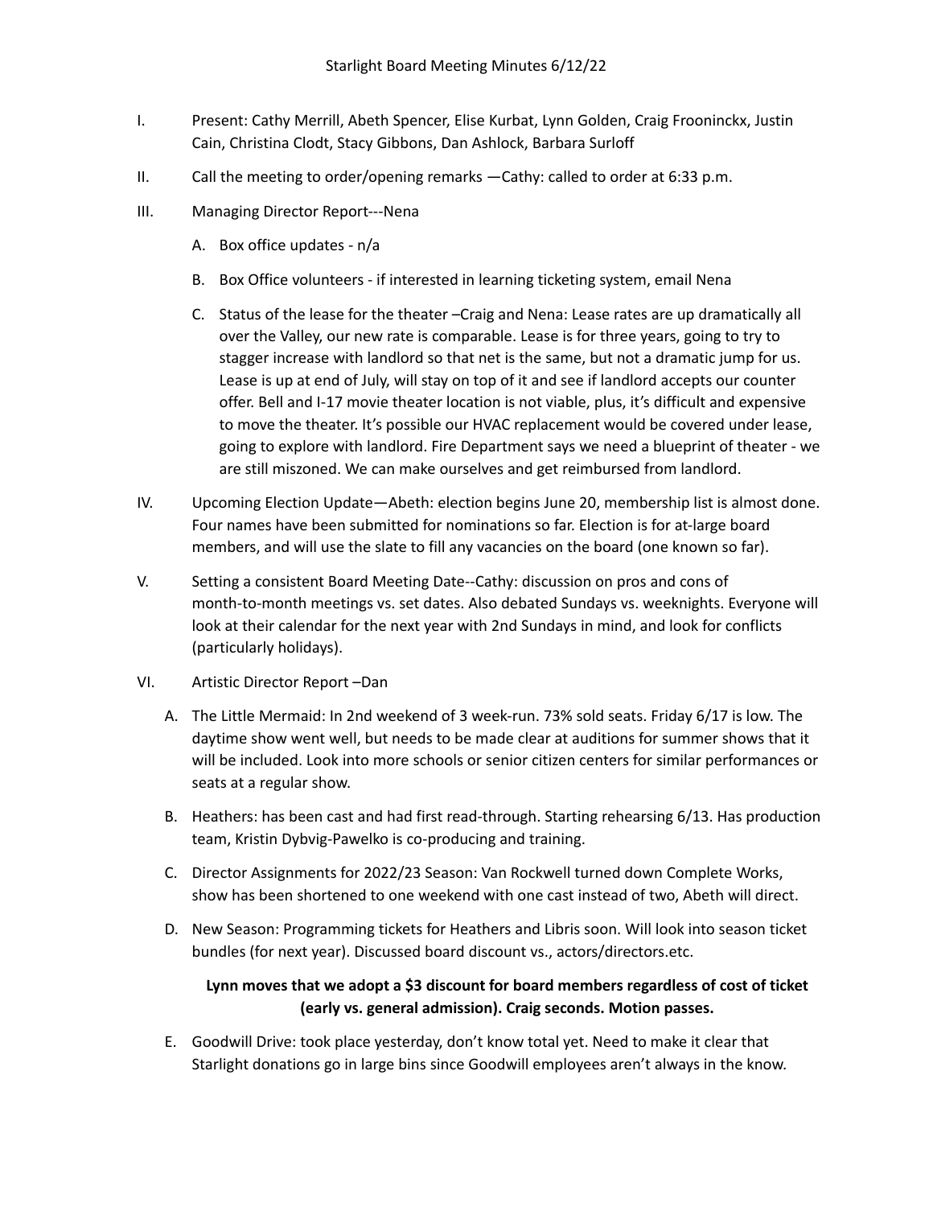# Starlight Board Meeting Minutes 6/12/22

I. Present: Cathy Merrill, Abeth Spencer, Elise Kurbat, Lynn Golden, Craig Frooninckx, Justin Cain, Christina Clodt, Stacy Gibbons, Dan Ashlock, Barbara Surloff

II. Call the meeting to order/opening remarks —Cathy: called to order at 6:33 p.m.

III. Managing Director Report---Nena

   A. Box office updates - n/a

   B. Box Office volunteers - if interested in learning ticketing system, email Nena

   C. Status of the lease for the theater –Craig and Nena: Lease rates are up dramatically all over the Valley, our new rate is comparable. Lease is for three years, going to try to stagger increase with landlord so that net is the same, but not a dramatic jump for us. Lease is up at end of July, will stay on top of it and see if landlord accepts our counter offer. Bell and I-17 movie theater location is not viable, plus, it's difficult and expensive to move the theater. It's possible our HVAC replacement would be covered under lease, going to explore with landlord. Fire Department says we need a blueprint of theater - we are still miszoned. We can make ourselves and get reimbursed from landlord.

IV. Upcoming Election Update—Abeth: election begins June 20, membership list is almost done. Four names have been submitted for nominations so far. Election is for at-large board members, and will use the slate to fill any vacancies on the board (one known so far).

V. Setting a consistent Board Meeting Date--Cathy: discussion on pros and cons of month-to-month meetings vs. set dates. Also debated Sundays vs. weeknights. Everyone will look at their calendar for the next year with 2nd Sundays in mind, and look for conflicts (particularly holidays).

VI. Artistic Director Report –Dan

   A. The Little Mermaid: In 2nd weekend of 3 week-run. 73% sold seats. Friday 6/17 is low. The daytime show went well, but needs to be made clear at auditions for summer shows that it will be included. Look into more schools or senior citizen centers for similar performances or seats at a regular show.

   B. Heathers: has been cast and had first read-through. Starting rehearsing 6/13. Has production team, Kristin Dybvig-Pawelko is co-producing and training.

   C. Director Assignments for 2022/23 Season: Van Rockwell turned down Complete Works, show has been shortened to one weekend with one cast instead of two, Abeth will direct.

   D. New Season: Programming tickets for Heathers and Libris soon. Will look into season ticket bundles (for next year). Discussed board discount vs., actors/directors.etc.

   **Lynn moves that we adopt a $3 discount for board members regardless of cost of ticket (early vs. general admission). Craig seconds. Motion passes.**

   E. Goodwill Drive: took place yesterday, don't know total yet. Need to make it clear that Starlight donations go in large bins since Goodwill employees aren't always in the know.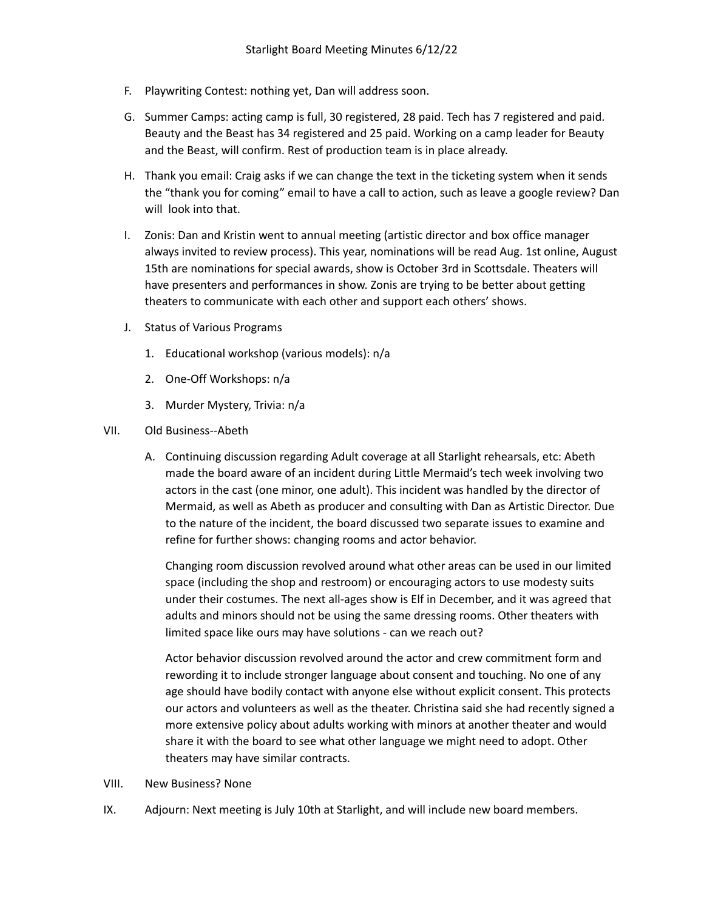F. Playwriting Contest: nothing yet, Dan will address soon.

G. Summer Camps: acting camp is full, 30 registered, 28 paid. Tech has 7 registered and paid. Beauty and the Beast has 34 registered and 25 paid. Working on a camp leader for Beauty and the Beast, will confirm. Rest of production team is in place already.

H. Thank you email: Craig asks if we can change the text in the ticketing system when it sends the "thank you for coming" email to have a call to action, such as leave a google review? Dan will look into that.

I. Zonis: Dan and Kristin went to annual meeting (artistic director and box office manager always invited to review process). This year, nominations will be read Aug. 1st online, August 15th are nominations for special awards, show is October 3rd in Scottsdale. Theaters will have presenters and performances in show. Zonis are trying to be better about getting theaters to communicate with each other and support each others' shows.

J. Status of Various Programs

   1. Educational workshop (various models): n/a
   2. One-Off Workshops: n/a
   3. Murder Mystery, Trivia: n/a

VII. Old Business--Abeth

A. Continuing discussion regarding Adult coverage at all Starlight rehearsals, etc: Abeth made the board aware of an incident during Little Mermaid's tech week involving two actors in the cast (one minor, one adult). This incident was handled by the director of Mermaid, as well as Abeth as producer and consulting with Dan as Artistic Director. Due to the nature of the incident, the board discussed two separate issues to examine and refine for further shows: changing rooms and actor behavior.

   Changing room discussion revolved around what other areas can be used in our limited space (including the shop and restroom) or encouraging actors to use modesty suits under their costumes. The next all-ages show is Elf in December, and it was agreed that adults and minors should not be using the same dressing rooms. Other theaters with limited space like ours may have solutions - can we reach out?

   Actor behavior discussion revolved around the actor and crew commitment form and rewording it to include stronger language about consent and touching. No one of any age should have bodily contact with anyone else without explicit consent. This protects our actors and volunteers as well as the theater. Christina said she had recently signed a more extensive policy about adults working with minors at another theater and would share it with the board to see what other language we might need to adopt. Other theaters may have similar contracts.

VIII. New Business? None

IX. Adjourn: Next meeting is July 10th at Starlight, and will include new board members.